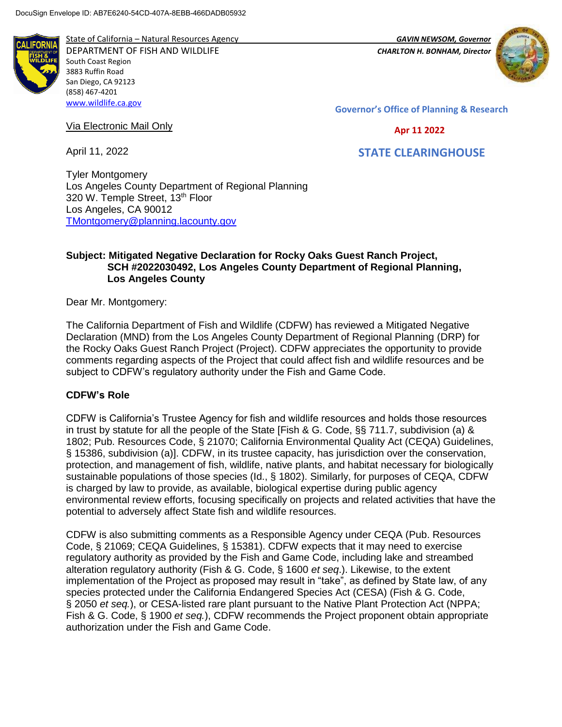DocuSign Envelope ID: AB7E6240-54CD-407A-8EBB-466DADB05932

State of California – Natural Resources Agency
DEPARTMENT OF FISH AND WILDLIFE
South Coast Region
3883 Ruffin Road
San Diego, CA 92123
(858) 467-4201
www.wildlife.ca.gov

*GAVIN NEWSOM, Governor*
*CHARLTON H. BONHAM, Director*

**Governor's Office of Planning & Research**

**Apr 11 2022**

**STATE CLEARINGHOUSE**

Via Electronic Mail Only

April 11, 2022

Tyler Montgomery
Los Angeles County Department of Regional Planning
320 W. Temple Street, 13th Floor
Los Angeles, CA 90012
TMontgomery@planning.lacounty.gov

**Subject: Mitigated Negative Declaration for Rocky Oaks Guest Ranch Project, SCH #2022030492, Los Angeles County Department of Regional Planning, Los Angeles County**

Dear Mr. Montgomery:

The California Department of Fish and Wildlife (CDFW) has reviewed a Mitigated Negative Declaration (MND) from the Los Angeles County Department of Regional Planning (DRP) for the Rocky Oaks Guest Ranch Project (Project). CDFW appreciates the opportunity to provide comments regarding aspects of the Project that could affect fish and wildlife resources and be subject to CDFW's regulatory authority under the Fish and Game Code.

**CDFW's Role**

CDFW is California's Trustee Agency for fish and wildlife resources and holds those resources in trust by statute for all the people of the State [Fish & G. Code, §§ 711.7, subdivision (a) & 1802; Pub. Resources Code, § 21070; California Environmental Quality Act (CEQA) Guidelines, § 15386, subdivision (a)]. CDFW, in its trustee capacity, has jurisdiction over the conservation, protection, and management of fish, wildlife, native plants, and habitat necessary for biologically sustainable populations of those species (Id., § 1802). Similarly, for purposes of CEQA, CDFW is charged by law to provide, as available, biological expertise during public agency environmental review efforts, focusing specifically on projects and related activities that have the potential to adversely affect State fish and wildlife resources.

CDFW is also submitting comments as a Responsible Agency under CEQA (Pub. Resources Code, § 21069; CEQA Guidelines, § 15381). CDFW expects that it may need to exercise regulatory authority as provided by the Fish and Game Code, including lake and streambed alteration regulatory authority (Fish & G. Code, § 1600 *et seq*.). Likewise, to the extent implementation of the Project as proposed may result in "take", as defined by State law, of any species protected under the California Endangered Species Act (CESA) (Fish & G. Code, § 2050 *et seq.*), or CESA-listed rare plant pursuant to the Native Plant Protection Act (NPPA; Fish & G. Code, § 1900 *et seq.*), CDFW recommends the Project proponent obtain appropriate authorization under the Fish and Game Code.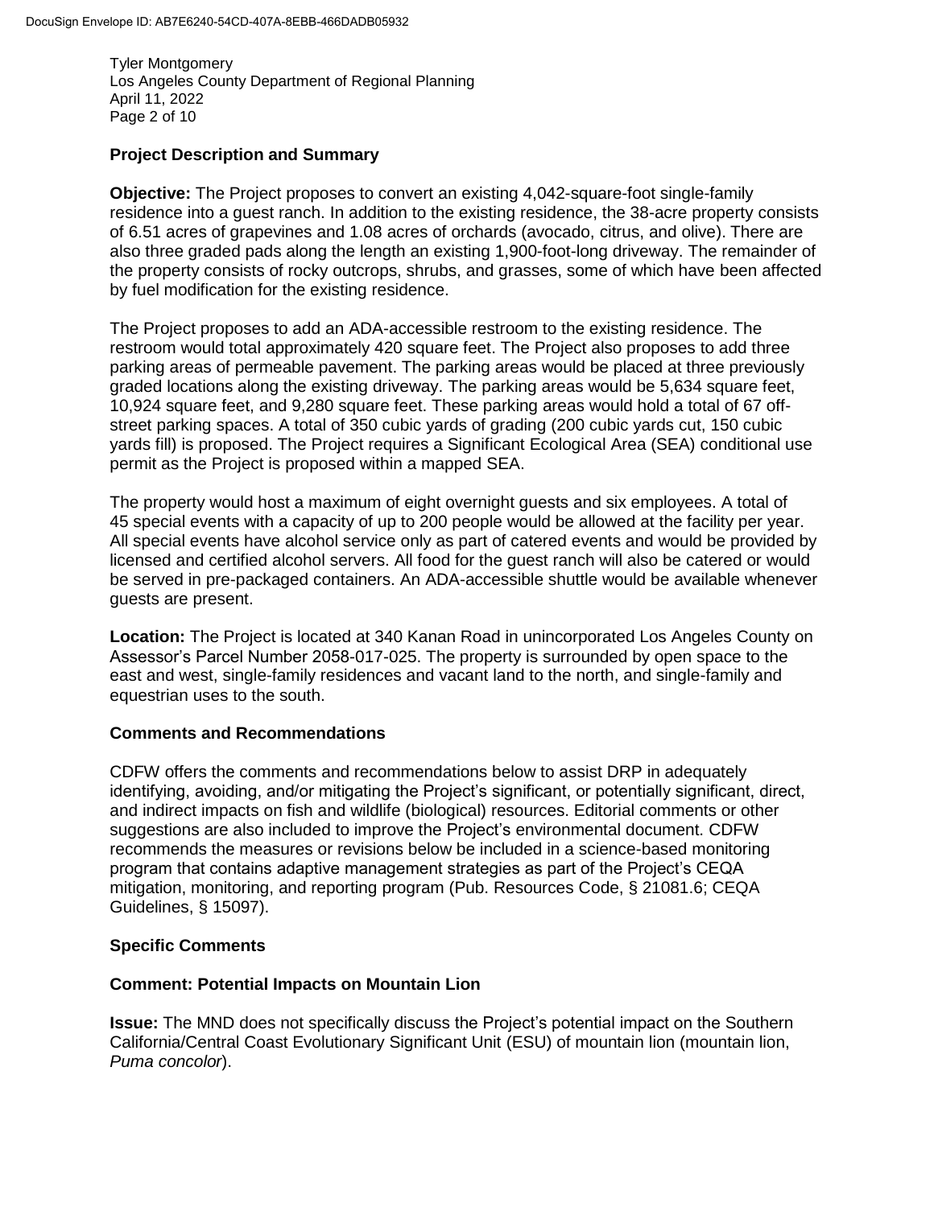## Project Description and Summary

**Objective:** The Project proposes to convert an existing 4,042-square-foot single-family residence into a guest ranch. In addition to the existing residence, the 38-acre property consists of 6.51 acres of grapevines and 1.08 acres of orchards (avocado, citrus, and olive). There are also three graded pads along the length an existing 1,900-foot-long driveway. The remainder of the property consists of rocky outcrops, shrubs, and grasses, some of which have been affected by fuel modification for the existing residence.

The Project proposes to add an ADA-accessible restroom to the existing residence. The restroom would total approximately 420 square feet. The Project also proposes to add three parking areas of permeable pavement. The parking areas would be placed at three previously graded locations along the existing driveway. The parking areas would be 5,634 square feet, 10,924 square feet, and 9,280 square feet. These parking areas would hold a total of 67 off-street parking spaces. A total of 350 cubic yards of grading (200 cubic yards cut, 150 cubic yards fill) is proposed. The Project requires a Significant Ecological Area (SEA) conditional use permit as the Project is proposed within a mapped SEA.

The property would host a maximum of eight overnight guests and six employees. A total of 45 special events with a capacity of up to 200 people would be allowed at the facility per year. All special events have alcohol service only as part of catered events and would be provided by licensed and certified alcohol servers. All food for the guest ranch will also be catered or would be served in pre-packaged containers. An ADA-accessible shuttle would be available whenever guests are present.

**Location:** The Project is located at 340 Kanan Road in unincorporated Los Angeles County on Assessor's Parcel Number 2058-017-025. The property is surrounded by open space to the east and west, single-family residences and vacant land to the north, and single-family and equestrian uses to the south.

## Comments and Recommendations

CDFW offers the comments and recommendations below to assist DRP in adequately identifying, avoiding, and/or mitigating the Project's significant, or potentially significant, direct, and indirect impacts on fish and wildlife (biological) resources. Editorial comments or other suggestions are also included to improve the Project's environmental document. CDFW recommends the measures or revisions below be included in a science-based monitoring program that contains adaptive management strategies as part of the Project's CEQA mitigation, monitoring, and reporting program (Pub. Resources Code, § 21081.6; CEQA Guidelines, § 15097).

## Specific Comments

### Comment: Potential Impacts on Mountain Lion

**Issue:** The MND does not specifically discuss the Project's potential impact on the Southern California/Central Coast Evolutionary Significant Unit (ESU) of mountain lion (mountain lion, *Puma concolor*).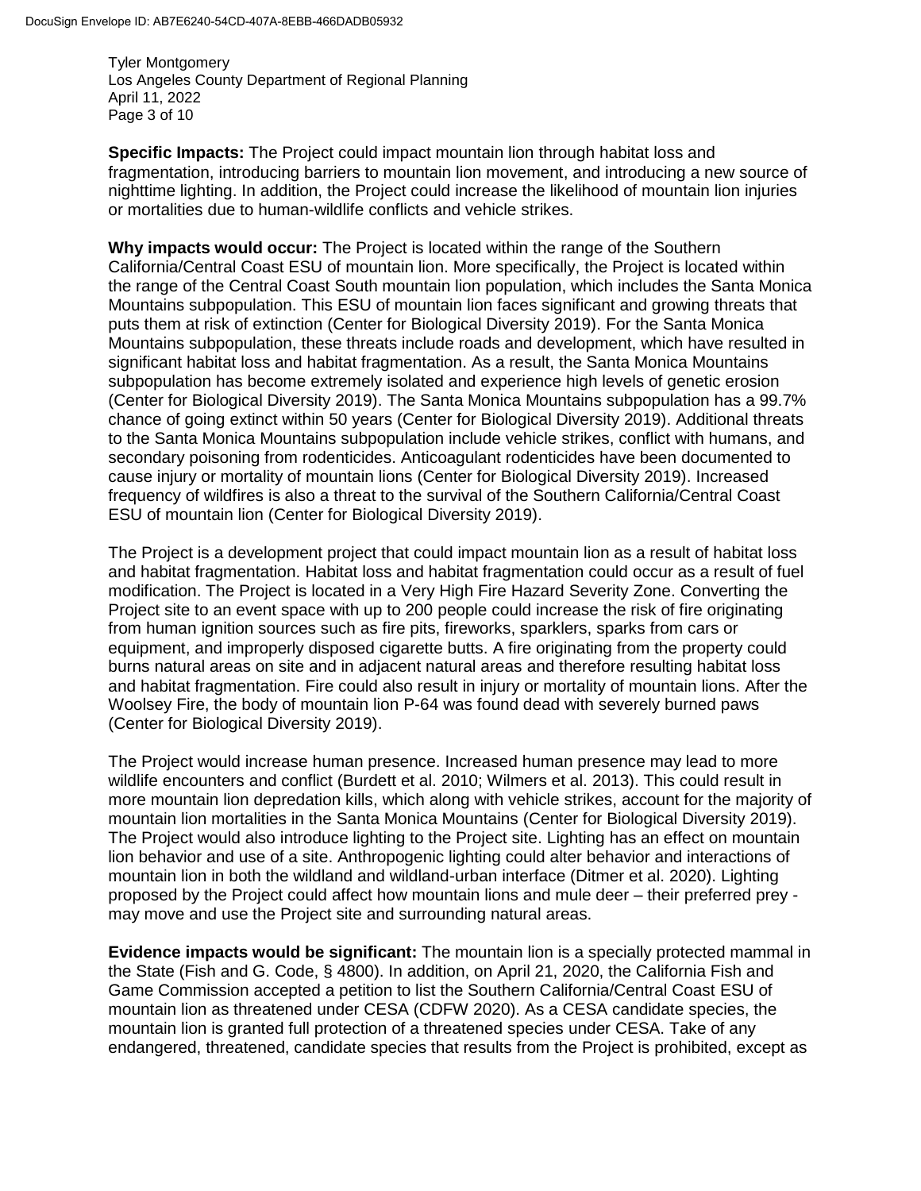**Specific Impacts:** The Project could impact mountain lion through habitat loss and fragmentation, introducing barriers to mountain lion movement, and introducing a new source of nighttime lighting. In addition, the Project could increase the likelihood of mountain lion injuries or mortalities due to human-wildlife conflicts and vehicle strikes.

**Why impacts would occur:** The Project is located within the range of the Southern California/Central Coast ESU of mountain lion. More specifically, the Project is located within the range of the Central Coast South mountain lion population, which includes the Santa Monica Mountains subpopulation. This ESU of mountain lion faces significant and growing threats that puts them at risk of extinction (Center for Biological Diversity 2019). For the Santa Monica Mountains subpopulation, these threats include roads and development, which have resulted in significant habitat loss and habitat fragmentation. As a result, the Santa Monica Mountains subpopulation has become extremely isolated and experience high levels of genetic erosion (Center for Biological Diversity 2019). The Santa Monica Mountains subpopulation has a 99.7% chance of going extinct within 50 years (Center for Biological Diversity 2019). Additional threats to the Santa Monica Mountains subpopulation include vehicle strikes, conflict with humans, and secondary poisoning from rodenticides. Anticoagulant rodenticides have been documented to cause injury or mortality of mountain lions (Center for Biological Diversity 2019). Increased frequency of wildfires is also a threat to the survival of the Southern California/Central Coast ESU of mountain lion (Center for Biological Diversity 2019).

The Project is a development project that could impact mountain lion as a result of habitat loss and habitat fragmentation. Habitat loss and habitat fragmentation could occur as a result of fuel modification. The Project is located in a Very High Fire Hazard Severity Zone. Converting the Project site to an event space with up to 200 people could increase the risk of fire originating from human ignition sources such as fire pits, fireworks, sparklers, sparks from cars or equipment, and improperly disposed cigarette butts. A fire originating from the property could burns natural areas on site and in adjacent natural areas and therefore resulting habitat loss and habitat fragmentation. Fire could also result in injury or mortality of mountain lions. After the Woolsey Fire, the body of mountain lion P-64 was found dead with severely burned paws (Center for Biological Diversity 2019).

The Project would increase human presence. Increased human presence may lead to more wildlife encounters and conflict (Burdett et al. 2010; Wilmers et al. 2013). This could result in more mountain lion depredation kills, which along with vehicle strikes, account for the majority of mountain lion mortalities in the Santa Monica Mountains (Center for Biological Diversity 2019). The Project would also introduce lighting to the Project site. Lighting has an effect on mountain lion behavior and use of a site. Anthropogenic lighting could alter behavior and interactions of mountain lion in both the wildland and wildland-urban interface (Ditmer et al. 2020). Lighting proposed by the Project could affect how mountain lions and mule deer – their preferred prey - may move and use the Project site and surrounding natural areas.

**Evidence impacts would be significant:** The mountain lion is a specially protected mammal in the State (Fish and G. Code, § 4800). In addition, on April 21, 2020, the California Fish and Game Commission accepted a petition to list the Southern California/Central Coast ESU of mountain lion as threatened under CESA (CDFW 2020). As a CESA candidate species, the mountain lion is granted full protection of a threatened species under CESA. Take of any endangered, threatened, candidate species that results from the Project is prohibited, except as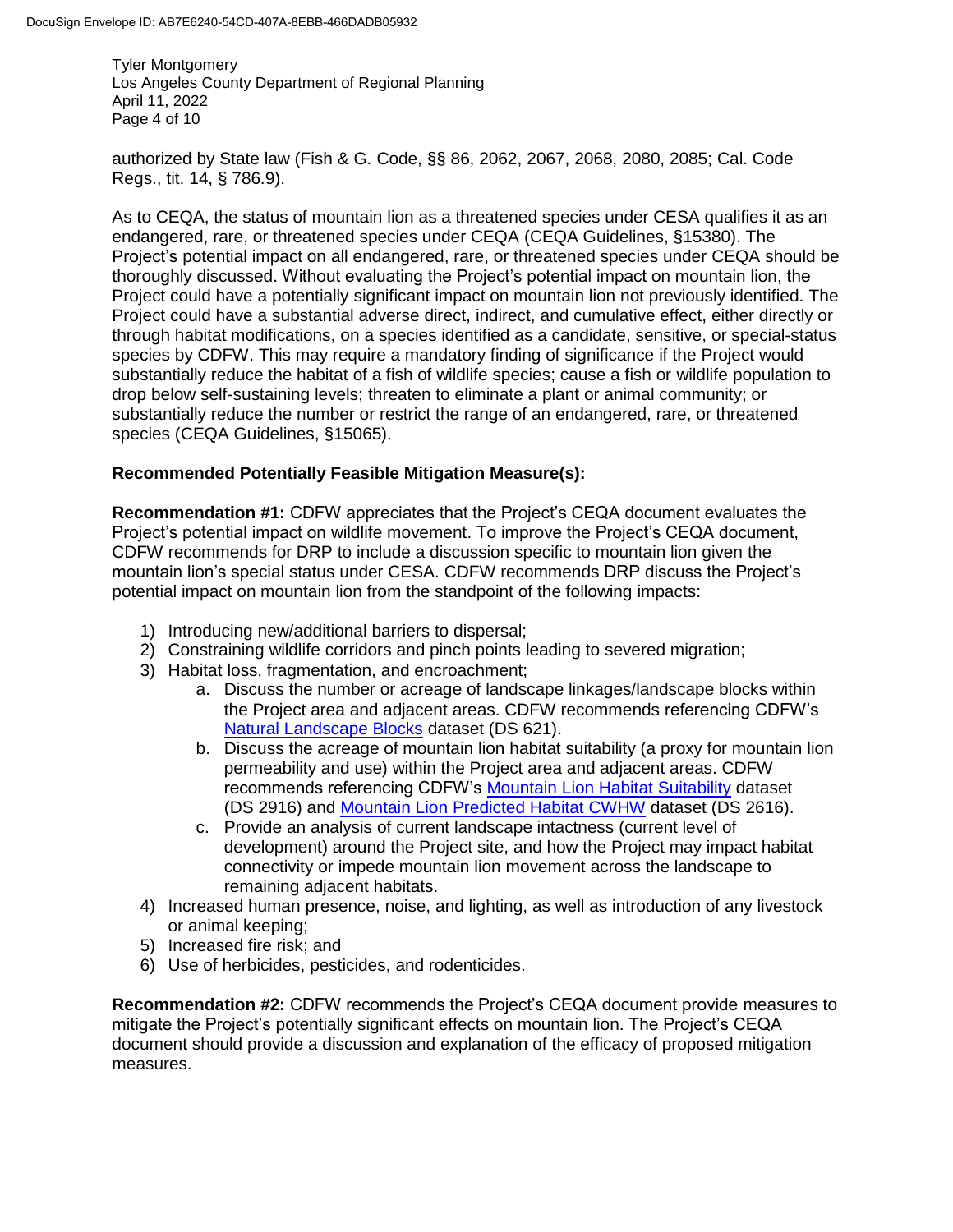authorized by State law (Fish & G. Code, §§ 86, 2062, 2067, 2068, 2080, 2085; Cal. Code Regs., tit. 14, § 786.9).

As to CEQA, the status of mountain lion as a threatened species under CESA qualifies it as an endangered, rare, or threatened species under CEQA (CEQA Guidelines, §15380). The Project's potential impact on all endangered, rare, or threatened species under CEQA should be thoroughly discussed. Without evaluating the Project's potential impact on mountain lion, the Project could have a potentially significant impact on mountain lion not previously identified. The Project could have a substantial adverse direct, indirect, and cumulative effect, either directly or through habitat modifications, on a species identified as a candidate, sensitive, or special-status species by CDFW. This may require a mandatory finding of significance if the Project would substantially reduce the habitat of a fish of wildlife species; cause a fish or wildlife population to drop below self-sustaining levels; threaten to eliminate a plant or animal community; or substantially reduce the number or restrict the range of an endangered, rare, or threatened species (CEQA Guidelines, §15065).

**Recommended Potentially Feasible Mitigation Measure(s):**

**Recommendation #1:** CDFW appreciates that the Project's CEQA document evaluates the Project's potential impact on wildlife movement. To improve the Project's CEQA document, CDFW recommends for DRP to include a discussion specific to mountain lion given the mountain lion's special status under CESA. CDFW recommends DRP discuss the Project's potential impact on mountain lion from the standpoint of the following impacts:

1) Introducing new/additional barriers to dispersal;
2) Constraining wildlife corridors and pinch points leading to severed migration;
3) Habitat loss, fragmentation, and encroachment;
   a. Discuss the number or acreage of landscape linkages/landscape blocks within the Project area and adjacent areas. CDFW recommends referencing CDFW's Natural Landscape Blocks dataset (DS 621).
   b. Discuss the acreage of mountain lion habitat suitability (a proxy for mountain lion permeability and use) within the Project area and adjacent areas. CDFW recommends referencing CDFW's Mountain Lion Habitat Suitability dataset (DS 2916) and Mountain Lion Predicted Habitat CWHW dataset (DS 2616).
   c. Provide an analysis of current landscape intactness (current level of development) around the Project site, and how the Project may impact habitat connectivity or impede mountain lion movement across the landscape to remaining adjacent habitats.
4) Increased human presence, noise, and lighting, as well as introduction of any livestock or animal keeping;
5) Increased fire risk; and
6) Use of herbicides, pesticides, and rodenticides.

**Recommendation #2:** CDFW recommends the Project's CEQA document provide measures to mitigate the Project's potentially significant effects on mountain lion. The Project's CEQA document should provide a discussion and explanation of the efficacy of proposed mitigation measures.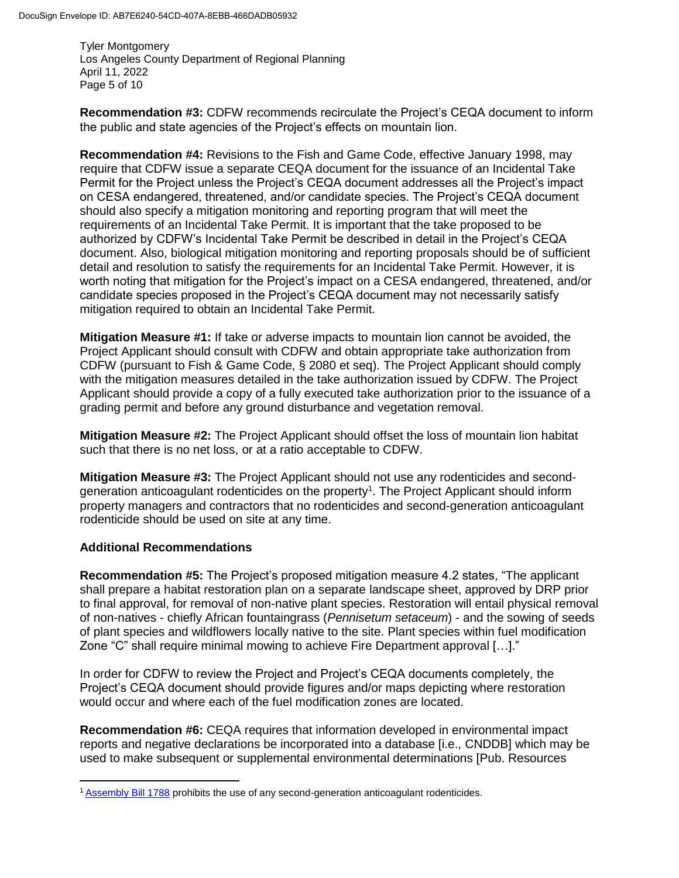**Recommendation #3:** CDFW recommends recirculate the Project's CEQA document to inform the public and state agencies of the Project's effects on mountain lion.

**Recommendation #4:** Revisions to the Fish and Game Code, effective January 1998, may require that CDFW issue a separate CEQA document for the issuance of an Incidental Take Permit for the Project unless the Project's CEQA document addresses all the Project's impact on CESA endangered, threatened, and/or candidate species. The Project's CEQA document should also specify a mitigation monitoring and reporting program that will meet the requirements of an Incidental Take Permit. It is important that the take proposed to be authorized by CDFW's Incidental Take Permit be described in detail in the Project's CEQA document. Also, biological mitigation monitoring and reporting proposals should be of sufficient detail and resolution to satisfy the requirements for an Incidental Take Permit. However, it is worth noting that mitigation for the Project's impact on a CESA endangered, threatened, and/or candidate species proposed in the Project's CEQA document may not necessarily satisfy mitigation required to obtain an Incidental Take Permit.

**Mitigation Measure #1:** If take or adverse impacts to mountain lion cannot be avoided, the Project Applicant should consult with CDFW and obtain appropriate take authorization from CDFW (pursuant to Fish & Game Code, § 2080 et seq). The Project Applicant should comply with the mitigation measures detailed in the take authorization issued by CDFW. The Project Applicant should provide a copy of a fully executed take authorization prior to the issuance of a grading permit and before any ground disturbance and vegetation removal.

**Mitigation Measure #2:** The Project Applicant should offset the loss of mountain lion habitat such that there is no net loss, or at a ratio acceptable to CDFW.

**Mitigation Measure #3:** The Project Applicant should not use any rodenticides and second-generation anticoagulant rodenticides on the property[1]. The Project Applicant should inform property managers and contractors that no rodenticides and second-generation anticoagulant rodenticide should be used on site at any time.

**Additional Recommendations**

**Recommendation #5:** The Project's proposed mitigation measure 4.2 states, "The applicant shall prepare a habitat restoration plan on a separate landscape sheet, approved by DRP prior to final approval, for removal of non-native plant species. Restoration will entail physical removal of non-natives - chiefly African fountaingrass (*Pennisetum setaceum*) - and the sowing of seeds of plant species and wildflowers locally native to the site. Plant species within fuel modification Zone "C" shall require minimal mowing to achieve Fire Department approval […]."

In order for CDFW to review the Project and Project's CEQA documents completely, the Project's CEQA document should provide figures and/or maps depicting where restoration would occur and where each of the fuel modification zones are located.

**Recommendation #6:** CEQA requires that information developed in environmental impact reports and negative declarations be incorporated into a database [i.e., CNDDB] which may be used to make subsequent or supplemental environmental determinations [Pub. Resources

[1] Assembly Bill 1788 prohibits the use of any second-generation anticoagulant rodenticides.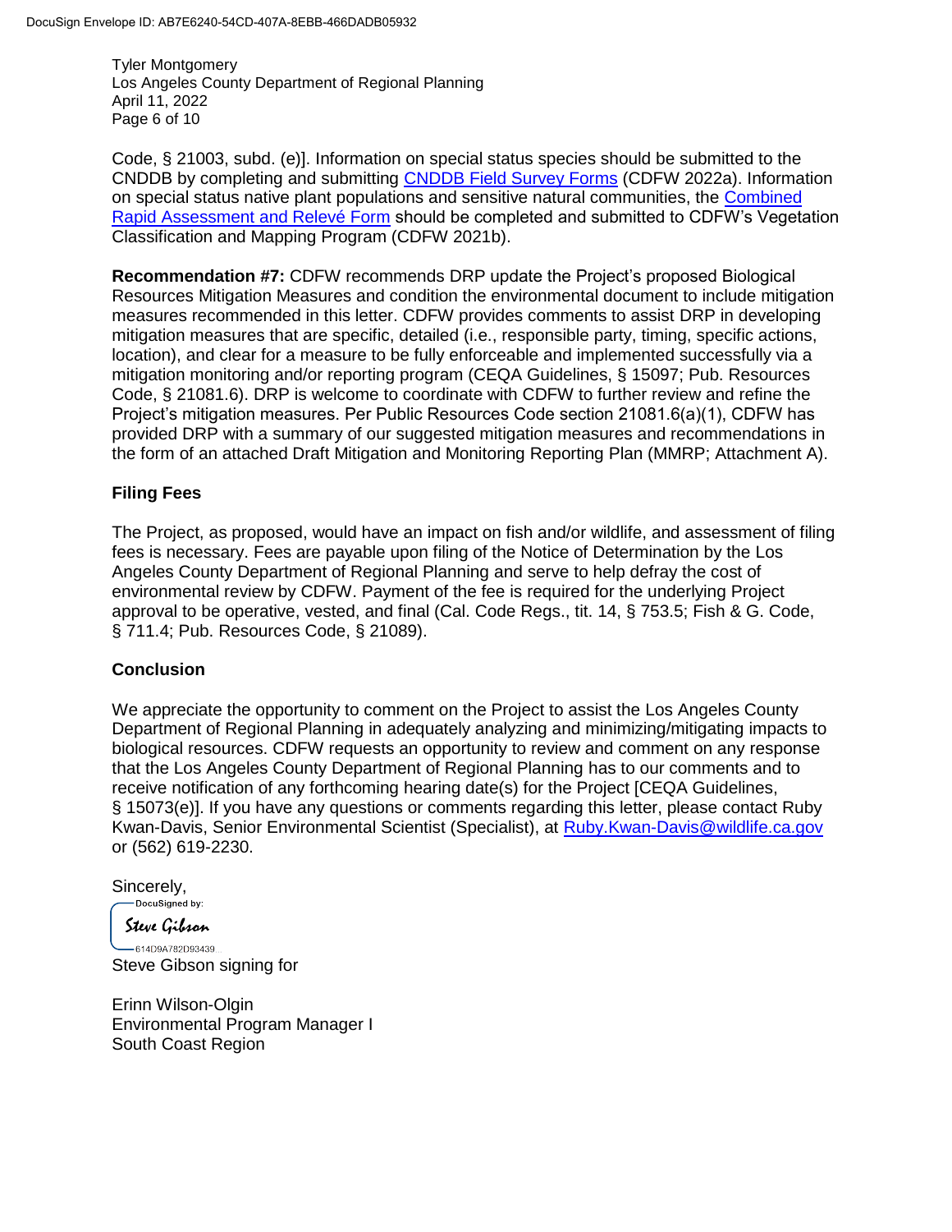Code, § 21003, subd. (e)]. Information on special status species should be submitted to the CNDDB by completing and submitting CNDDB Field Survey Forms (CDFW 2022a). Information on special status native plant populations and sensitive natural communities, the Combined Rapid Assessment and Relevé Form should be completed and submitted to CDFW's Vegetation Classification and Mapping Program (CDFW 2021b).

**Recommendation #7:** CDFW recommends DRP update the Project's proposed Biological Resources Mitigation Measures and condition the environmental document to include mitigation measures recommended in this letter. CDFW provides comments to assist DRP in developing mitigation measures that are specific, detailed (i.e., responsible party, timing, specific actions, location), and clear for a measure to be fully enforceable and implemented successfully via a mitigation monitoring and/or reporting program (CEQA Guidelines, § 15097; Pub. Resources Code, § 21081.6). DRP is welcome to coordinate with CDFW to further review and refine the Project's mitigation measures. Per Public Resources Code section 21081.6(a)(1), CDFW has provided DRP with a summary of our suggested mitigation measures and recommendations in the form of an attached Draft Mitigation and Monitoring Reporting Plan (MMRP; Attachment A).

## Filing Fees

The Project, as proposed, would have an impact on fish and/or wildlife, and assessment of filing fees is necessary. Fees are payable upon filing of the Notice of Determination by the Los Angeles County Department of Regional Planning and serve to help defray the cost of environmental review by CDFW. Payment of the fee is required for the underlying Project approval to be operative, vested, and final (Cal. Code Regs., tit. 14, § 753.5; Fish & G. Code, § 711.4; Pub. Resources Code, § 21089).

## Conclusion

We appreciate the opportunity to comment on the Project to assist the Los Angeles County Department of Regional Planning in adequately analyzing and minimizing/mitigating impacts to biological resources. CDFW requests an opportunity to review and comment on any response that the Los Angeles County Department of Regional Planning has to our comments and to receive notification of any forthcoming hearing date(s) for the Project [CEQA Guidelines, § 15073(e)]. If you have any questions or comments regarding this letter, please contact Ruby Kwan-Davis, Senior Environmental Scientist (Specialist), at Ruby.Kwan-Davis@wildlife.ca.gov or (562) 619-2230.

Sincerely,

DocuSigned by:
Steve Gibson
614D9A782D93439...

Steve Gibson signing for

Erinn Wilson-Olgin
Environmental Program Manager I
South Coast Region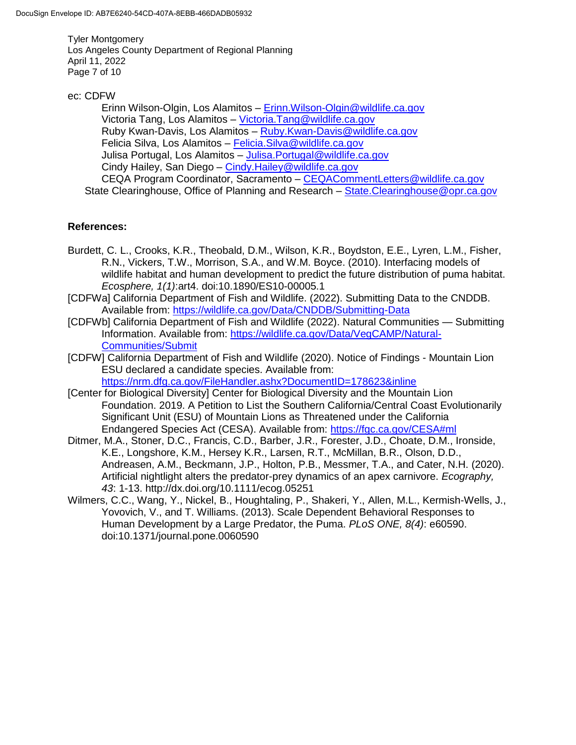ec: CDFW

Erinn Wilson-Olgin, Los Alamitos – [Erinn.Wilson-Olgin@wildlife.ca.gov](mailto:Erinn.Wilson-Olgin@wildlife.ca.gov)
Victoria Tang, Los Alamitos – [Victoria.Tang@wildlife.ca.gov](mailto:Victoria.Tang@wildlife.ca.gov)
Ruby Kwan-Davis, Los Alamitos – [Ruby.Kwan-Davis@wildlife.ca.gov](mailto:Ruby.Kwan-Davis@wildlife.ca.gov)
Felicia Silva, Los Alamitos – [Felicia.Silva@wildlife.ca.gov](mailto:Felicia.Silva@wildlife.ca.gov)
Julisa Portugal, Los Alamitos – [Julisa.Portugal@wildlife.ca.gov](mailto:Julisa.Portugal@wildlife.ca.gov)
Cindy Hailey, San Diego – [Cindy.Hailey@wildlife.ca.gov](mailto:Cindy.Hailey@wildlife.ca.gov)
CEQA Program Coordinator, Sacramento – [CEQACommentLetters@wildlife.ca.gov](mailto:CEQACommentLetters@wildlife.ca.gov)

State Clearinghouse, Office of Planning and Research – [State.Clearinghouse@opr.ca.gov](mailto:State.Clearinghouse@opr.ca.gov)

**References:**

Burdett, C. L., Crooks, K.R., Theobald, D.M., Wilson, K.R., Boydston, E.E., Lyren, L.M., Fisher, R.N., Vickers, T.W., Morrison, S.A., and W.M. Boyce. (2010). Interfacing models of wildlife habitat and human development to predict the future distribution of puma habitat. *Ecosphere, 1(1)*:art4. doi:10.1890/ES10-00005.1

[CDFWa] California Department of Fish and Wildlife. (2022). Submitting Data to the CNDDB. Available from: [https://wildlife.ca.gov/Data/CNDDB/Submitting-Data](https://wildlife.ca.gov/Data/CNDDB/Submitting-Data)

[CDFWb] California Department of Fish and Wildlife (2022). Natural Communities — Submitting Information. Available from: [https://wildlife.ca.gov/Data/VegCAMP/Natural-Communities/Submit](https://wildlife.ca.gov/Data/VegCAMP/Natural-Communities/Submit)

[CDFW] California Department of Fish and Wildlife (2020). Notice of Findings - Mountain Lion ESU declared a candidate species. Available from: [https://nrm.dfg.ca.gov/FileHandler.ashx?DocumentID=178623&inline](https://nrm.dfg.ca.gov/FileHandler.ashx?DocumentID=178623&inline)

[Center for Biological Diversity] Center for Biological Diversity and the Mountain Lion Foundation. 2019. A Petition to List the Southern California/Central Coast Evolutionarily Significant Unit (ESU) of Mountain Lions as Threatened under the California Endangered Species Act (CESA). Available from: [https://fgc.ca.gov/CESA#ml](https://fgc.ca.gov/CESA#ml)

Ditmer, M.A., Stoner, D.C., Francis, C.D., Barber, J.R., Forester, J.D., Choate, D.M., Ironside, K.E., Longshore, K.M., Hersey K.R., Larsen, R.T., McMillan, B.R., Olson, D.D., Andreasen, A.M., Beckmann, J.P., Holton, P.B., Messmer, T.A., and Cater, N.H. (2020). Artificial nightlight alters the predator-prey dynamics of an apex carnivore. *Ecography, 43*: 1-13. http://dx.doi.org/10.1111/ecog.05251

Wilmers, C.C., Wang, Y., Nickel, B., Houghtaling, P., Shakeri, Y., Allen, M.L., Kermish-Wells, J., Yovovich, V., and T. Williams. (2013). Scale Dependent Behavioral Responses to Human Development by a Large Predator, the Puma. *PLoS ONE, 8(4)*: e60590. doi:10.1371/journal.pone.0060590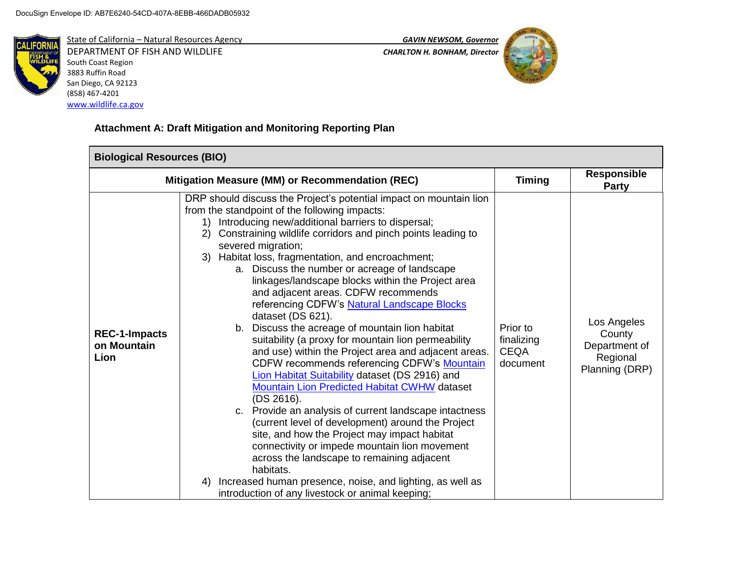DocuSign Envelope ID: AB7E6240-54CD-407A-8EBB-466DADB05932

State of California – Natural Resources Agency
DEPARTMENT OF FISH AND WILDLIFE
South Coast Region
3883 Ruffin Road
San Diego, CA 92123
(858) 467-4201
www.wildlife.ca.gov

*GAVIN NEWSOM, Governor*
*CHARLTON H. BONHAM, Director*

**Attachment A: Draft Mitigation and Monitoring Reporting Plan**

| **Biological Resources (BIO)** | | | |
|---|---|---|---|
| **Mitigation Measure (MM) or Recommendation (REC)** | | **Timing** | **Responsible Party** |
| **REC-1-Impacts on Mountain Lion** | DRP should discuss the Project's potential impact on mountain lion from the standpoint of the following impacts:<br>1) Introducing new/additional barriers to dispersal;<br>2) Constraining wildlife corridors and pinch points leading to severed migration;<br>3) Habitat loss, fragmentation, and encroachment;<br>a. Discuss the number or acreage of landscape linkages/landscape blocks within the Project area and adjacent areas. CDFW recommends referencing CDFW's Natural Landscape Blocks dataset (DS 621).<br>b. Discuss the acreage of mountain lion habitat suitability (a proxy for mountain lion permeability and use) within the Project area and adjacent areas. CDFW recommends referencing CDFW's Mountain Lion Habitat Suitability dataset (DS 2916) and Mountain Lion Predicted Habitat CWHW dataset (DS 2616).<br>c. Provide an analysis of current landscape intactness (current level of development) around the Project site, and how the Project may impact habitat connectivity or impede mountain lion movement across the landscape to remaining adjacent habitats.<br>4) Increased human presence, noise, and lighting, as well as introduction of any livestock or animal keeping; | Prior to finalizing CEQA document | Los Angeles County Department of Regional Planning (DRP) |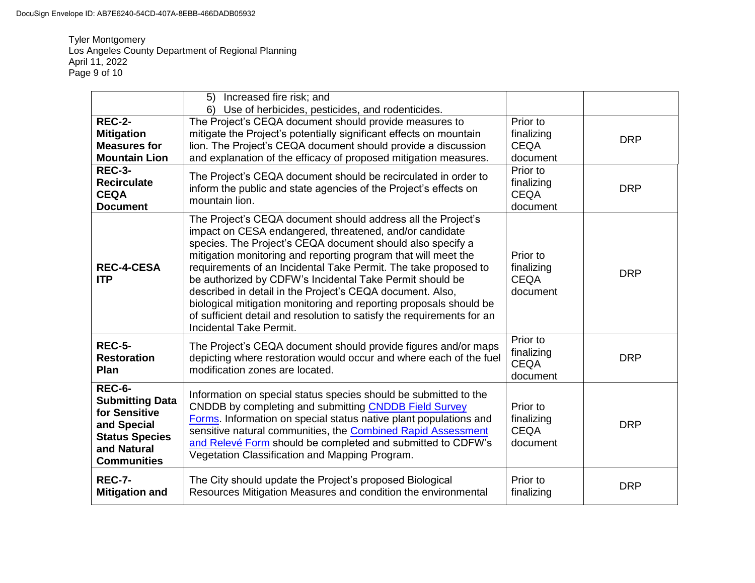DocuSign Envelope ID: AB7E6240-54CD-407A-8EBB-466DADB05932

Tyler Montgomery
Los Angeles County Department of Regional Planning
April 11, 2022

| | | | |
|---|---|---|---|
| | 5) Increased fire risk; and<br>6) Use of herbicides, pesticides, and rodenticides. | | |
| **REC-2-Mitigation Measures for Mountain Lion** | The Project's CEQA document should provide measures to mitigate the Project's potentially significant effects on mountain lion. The Project's CEQA document should provide a discussion and explanation of the efficacy of proposed mitigation measures. | Prior to finalizing CEQA document | DRP |
| **REC-3-Recirculate CEQA Document** | The Project's CEQA document should be recirculated in order to inform the public and state agencies of the Project's effects on mountain lion. | Prior to finalizing CEQA document | DRP |
| **REC-4-CESA ITP** | The Project's CEQA document should address all the Project's impact on CESA endangered, threatened, and/or candidate species. The Project's CEQA document should also specify a mitigation monitoring and reporting program that will meet the requirements of an Incidental Take Permit. The take proposed to be authorized by CDFW's Incidental Take Permit should be described in detail in the Project's CEQA document. Also, biological mitigation monitoring and reporting proposals should be of sufficient detail and resolution to satisfy the requirements for an Incidental Take Permit. | Prior to finalizing CEQA document | DRP |
| **REC-5-Restoration Plan** | The Project's CEQA document should provide figures and/or maps depicting where restoration would occur and where each of the fuel modification zones are located. | Prior to finalizing CEQA document | DRP |
| **REC-6-Submitting Data for Sensitive and Special Status Species and Natural Communities** | Information on special status species should be submitted to the CNDDB by completing and submitting CNDDB Field Survey Forms. Information on special status native plant populations and sensitive natural communities, the Combined Rapid Assessment and Relevé Form should be completed and submitted to CDFW's Vegetation Classification and Mapping Program. | Prior to finalizing CEQA document | DRP |
| **REC-7-Mitigation and** | The City should update the Project's proposed Biological Resources Mitigation Measures and condition the environmental | Prior to finalizing | DRP |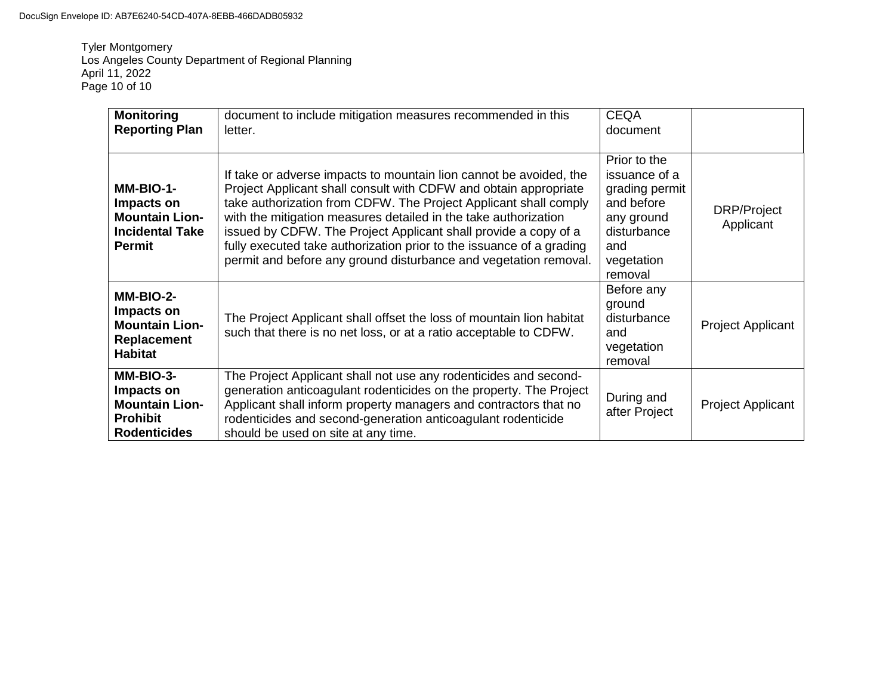| | | | |
|---|---|---|---|
| **Monitoring Reporting Plan** | document to include mitigation measures recommended in this letter. | CEQA document | |
| **MM-BIO-1- Impacts on Mountain Lion- Incidental Take Permit** | If take or adverse impacts to mountain lion cannot be avoided, the Project Applicant shall consult with CDFW and obtain appropriate take authorization from CDFW. The Project Applicant shall comply with the mitigation measures detailed in the take authorization issued by CDFW. The Project Applicant shall provide a copy of a fully executed take authorization prior to the issuance of a grading permit and before any ground disturbance and vegetation removal. | Prior to the issuance of a grading permit and before any ground disturbance and vegetation removal | DRP/Project Applicant |
| **MM-BIO-2- Impacts on Mountain Lion- Replacement Habitat** | The Project Applicant shall offset the loss of mountain lion habitat such that there is no net loss, or at a ratio acceptable to CDFW. | Before any ground disturbance and vegetation removal | Project Applicant |
| **MM-BIO-3- Impacts on Mountain Lion- Prohibit Rodenticides** | The Project Applicant shall not use any rodenticides and second-generation anticoagulant rodenticides on the property. The Project Applicant shall inform property managers and contractors that no rodenticides and second-generation anticoagulant rodenticide should be used on site at any time. | During and after Project | Project Applicant |